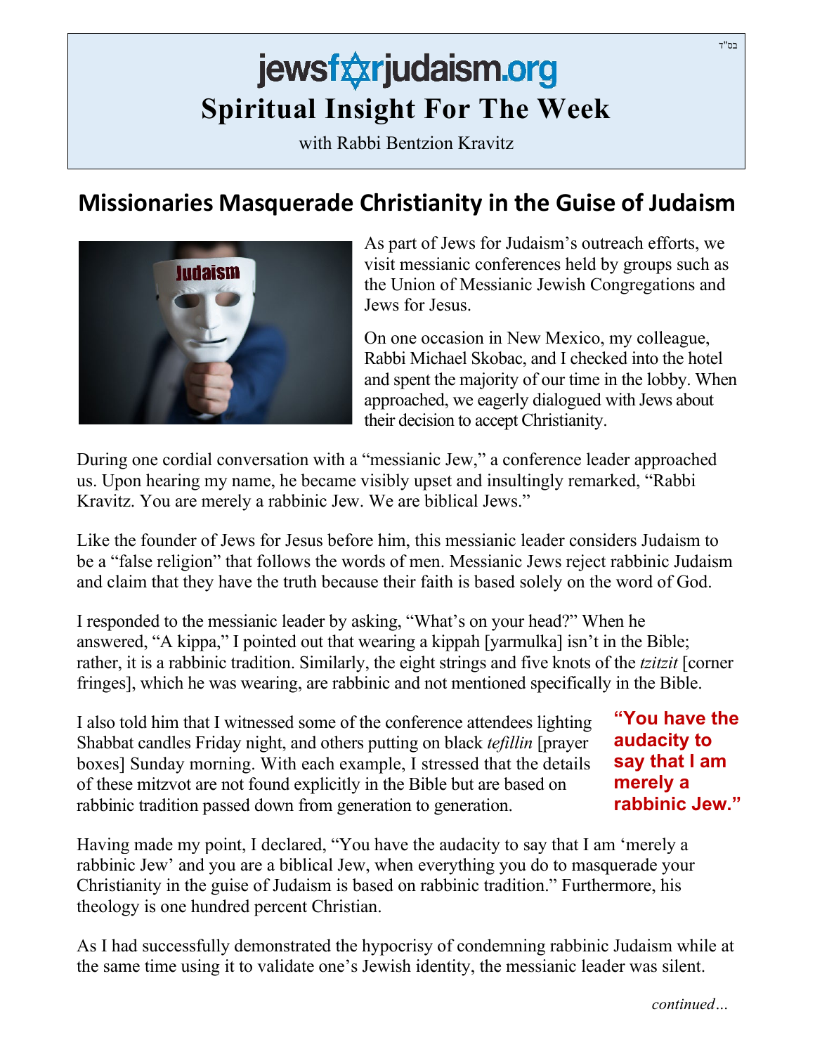בס"ד

# jewsforjudaism.org
## Spiritual Insight For The Week

with Rabbi Bentzion Kravitz

## Missionaries Masquerade Christianity in the Guise of Judaism

As part of Jews for Judaism's outreach efforts, we visit messianic conferences held by groups such as the Union of Messianic Jewish Congregations and Jews for Jesus.

On one occasion in New Mexico, my colleague, Rabbi Michael Skobac, and I checked into the hotel and spent the majority of our time in the lobby. When approached, we eagerly dialogued with Jews about their decision to accept Christianity.

During one cordial conversation with a "messianic Jew," a conference leader approached us. Upon hearing my name, he became visibly upset and insultingly remarked, "Rabbi Kravitz. You are merely a rabbinic Jew. We are biblical Jews."

Like the founder of Jews for Jesus before him, this messianic leader considers Judaism to be a "false religion" that follows the words of men. Messianic Jews reject rabbinic Judaism and claim that they have the truth because their faith is based solely on the word of God.

I responded to the messianic leader by asking, "What's on your head?" When he answered, "A kippa," I pointed out that wearing a kippah [yarmulka] isn't in the Bible; rather, it is a rabbinic tradition. Similarly, the eight strings and five knots of the *tzitzit* [corner fringes], which he was wearing, are rabbinic and not mentioned specifically in the Bible.

I also told him that I witnessed some of the conference attendees lighting Shabbat candles Friday night, and others putting on black *tefillin* [prayer boxes] Sunday morning. With each example, I stressed that the details of these mitzvot are not found explicitly in the Bible but are based on rabbinic tradition passed down from generation to generation.

**"You have the audacity to say that I am merely a rabbinic Jew."**

Having made my point, I declared, "You have the audacity to say that I am 'merely a rabbinic Jew' and you are a biblical Jew, when everything you do to masquerade your Christianity in the guise of Judaism is based on rabbinic tradition." Furthermore, his theology is one hundred percent Christian.

As I had successfully demonstrated the hypocrisy of condemning rabbinic Judaism while at the same time using it to validate one's Jewish identity, the messianic leader was silent.

*continued…*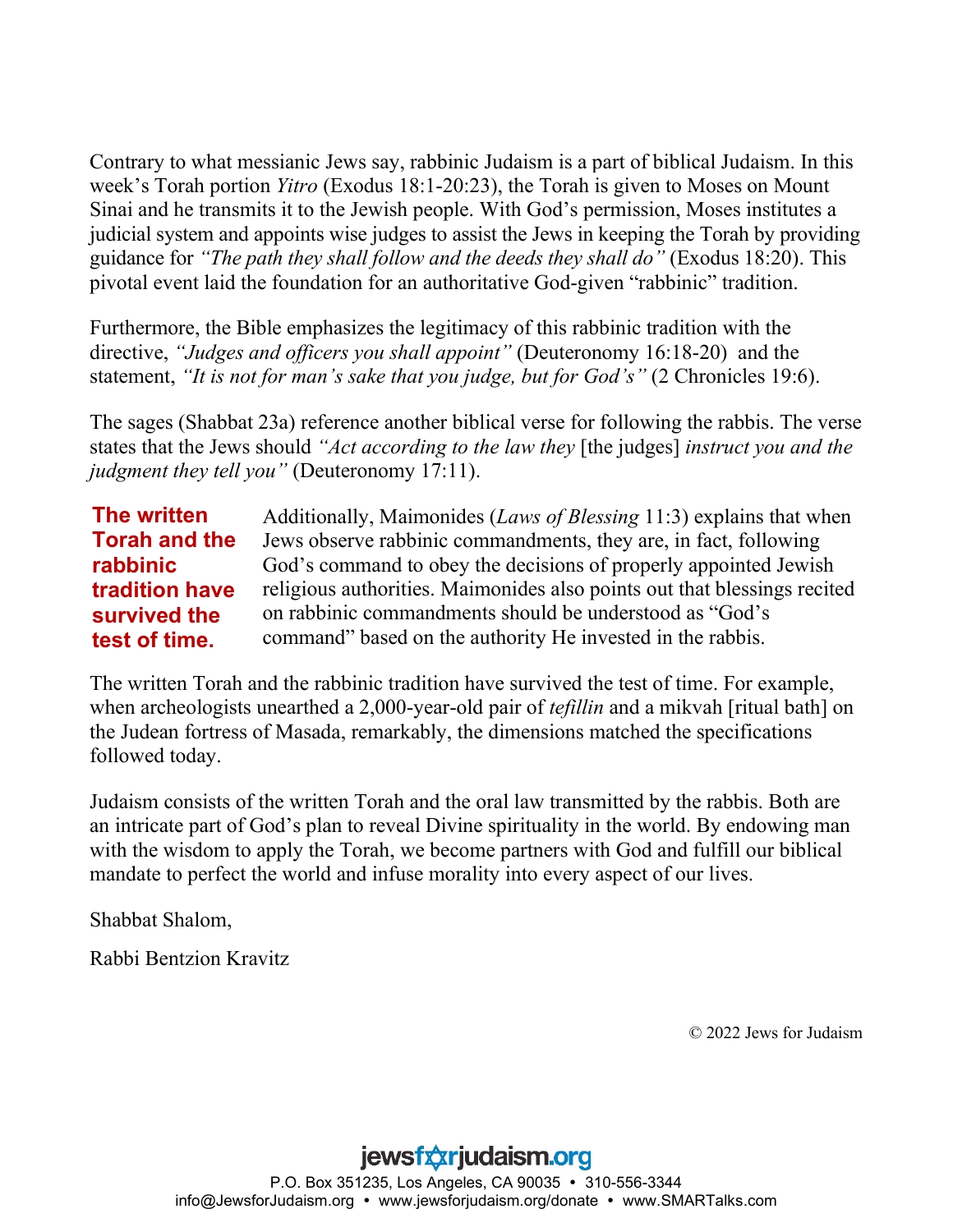Contrary to what messianic Jews say, rabbinic Judaism is a part of biblical Judaism. In this week's Torah portion *Yitro* (Exodus 18:1-20:23), the Torah is given to Moses on Mount Sinai and he transmits it to the Jewish people. With God's permission, Moses institutes a judicial system and appoints wise judges to assist the Jews in keeping the Torah by providing guidance for *"The path they shall follow and the deeds they shall do"* (Exodus 18:20). This pivotal event laid the foundation for an authoritative God-given "rabbinic" tradition.

Furthermore, the Bible emphasizes the legitimacy of this rabbinic tradition with the directive, *"Judges and officers you shall appoint"* (Deuteronomy 16:18-20) and the statement, *"It is not for man's sake that you judge, but for God's"* (2 Chronicles 19:6).

The sages (Shabbat 23a) reference another biblical verse for following the rabbis. The verse states that the Jews should *"Act according to the law they* [the judges] *instruct you and the judgment they tell you"* (Deuteronomy 17:11).

**The written Torah and the rabbinic tradition have survived the test of time.**

Additionally, Maimonides (*Laws of Blessing* 11:3) explains that when Jews observe rabbinic commandments, they are, in fact, following God's command to obey the decisions of properly appointed Jewish religious authorities. Maimonides also points out that blessings recited on rabbinic commandments should be understood as "God's command" based on the authority He invested in the rabbis.

The written Torah and the rabbinic tradition have survived the test of time. For example, when archeologists unearthed a 2,000-year-old pair of *tefillin* and a mikvah [ritual bath] on the Judean fortress of Masada, remarkably, the dimensions matched the specifications followed today.

Judaism consists of the written Torah and the oral law transmitted by the rabbis. Both are an intricate part of God's plan to reveal Divine spirituality in the world. By endowing man with the wisdom to apply the Torah, we become partners with God and fulfill our biblical mandate to perfect the world and infuse morality into every aspect of our lives.

Shabbat Shalom,

Rabbi Bentzion Kravitz

© 2022 Jews for Judaism

jewsforjudaism.org

P.O. Box 351235, Los Angeles, CA 90035 • 310-556-3344
info@JewsforJudaism.org • www.jewsforjudaism.org/donate • www.SMARTalks.com